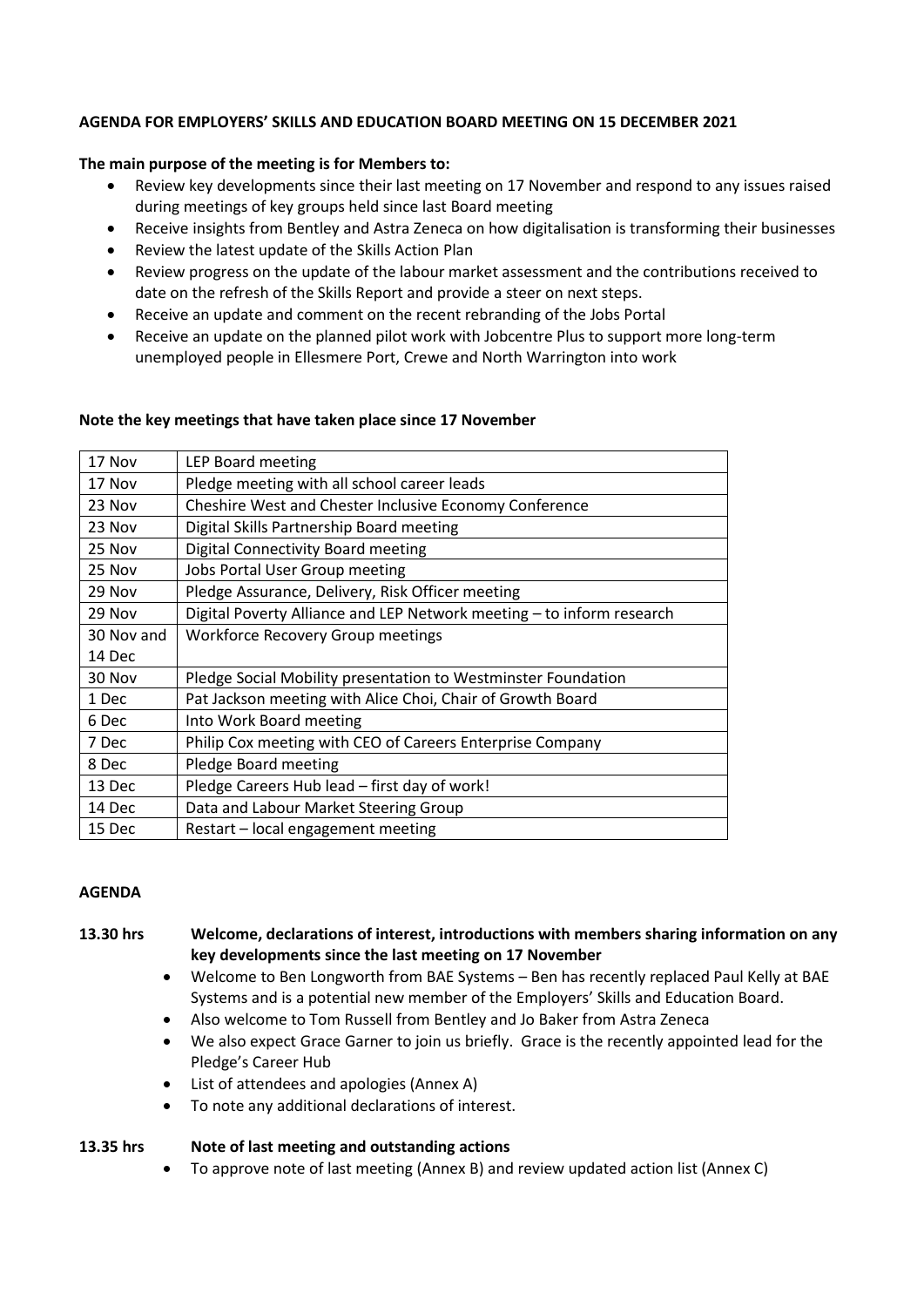**AGENDA FOR EMPLOYERS' SKILLS AND EDUCATION BOARD MEETING ON 15 DECEMBER 2021**

**The main purpose of the meeting is for Members to:**

- Review key developments since their last meeting on 17 November and respond to any issues raised during meetings of key groups held since last Board meeting
- Receive insights from Bentley and Astra Zeneca on how digitalisation is transforming their businesses
- Review the latest update of the Skills Action Plan
- Review progress on the update of the labour market assessment and the contributions received to date on the refresh of the Skills Report and provide a steer on next steps.
- Receive an update and comment on the recent rebranding of the Jobs Portal
- Receive an update on the planned pilot work with Jobcentre Plus to support more long-term unemployed people in Ellesmere Port, Crewe and North Warrington into work

**Note the key meetings that have taken place since 17 November**

| | |
|---|---|
| 17 Nov | LEP Board meeting |
| 17 Nov | Pledge meeting with all school career leads |
| 23 Nov | Cheshire West and Chester Inclusive Economy Conference |
| 23 Nov | Digital Skills Partnership Board meeting |
| 25 Nov | Digital Connectivity Board meeting |
| 25 Nov | Jobs Portal User Group meeting |
| 29 Nov | Pledge Assurance, Delivery, Risk Officer meeting |
| 29 Nov | Digital Poverty Alliance and LEP Network meeting – to inform research |
| 30 Nov and 14 Dec | Workforce Recovery Group meetings |
| 30 Nov | Pledge Social Mobility presentation to Westminster Foundation |
| 1 Dec | Pat Jackson meeting with Alice Choi, Chair of Growth Board |
| 6 Dec | Into Work Board meeting |
| 7 Dec | Philip Cox meeting with CEO of Careers Enterprise Company |
| 8 Dec | Pledge Board meeting |
| 13 Dec | Pledge Careers Hub lead – first day of work! |
| 14 Dec | Data and Labour Market Steering Group |
| 15 Dec | Restart – local engagement meeting |

**AGENDA**

**13.30 hrs Welcome, declarations of interest, introductions with members sharing information on any key developments since the last meeting on 17 November**

- Welcome to Ben Longworth from BAE Systems – Ben has recently replaced Paul Kelly at BAE Systems and is a potential new member of the Employers' Skills and Education Board.
- Also welcome to Tom Russell from Bentley and Jo Baker from Astra Zeneca
- We also expect Grace Garner to join us briefly. Grace is the recently appointed lead for the Pledge's Career Hub
- List of attendees and apologies (Annex A)
- To note any additional declarations of interest.

**13.35 hrs Note of last meeting and outstanding actions**

- To approve note of last meeting (Annex B) and review updated action list (Annex C)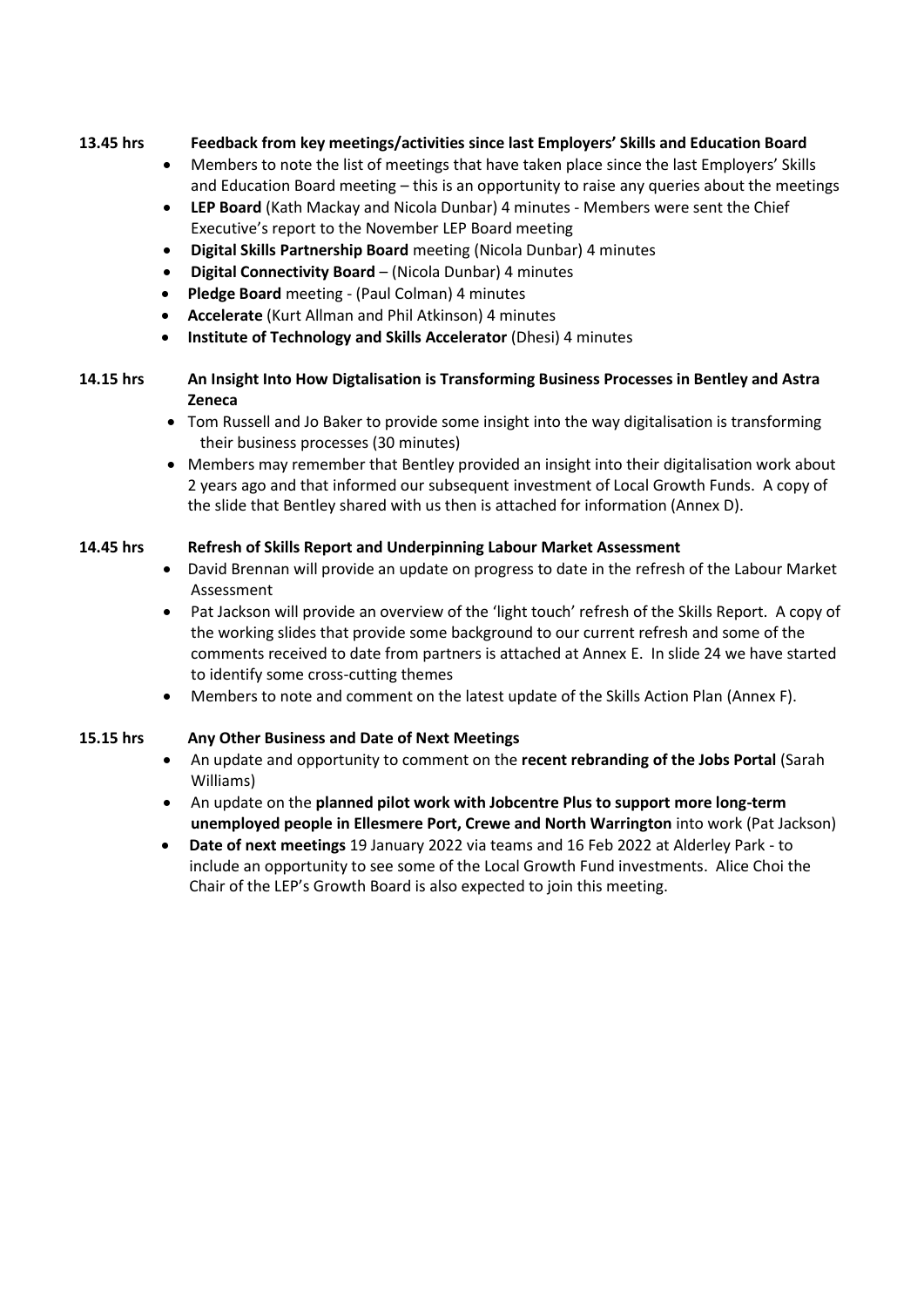**13.45 hrs Feedback from key meetings/activities since last Employers' Skills and Education Board**

- Members to note the list of meetings that have taken place since the last Employers' Skills and Education Board meeting – this is an opportunity to raise any queries about the meetings
- **LEP Board** (Kath Mackay and Nicola Dunbar) 4 minutes - Members were sent the Chief Executive's report to the November LEP Board meeting
- **Digital Skills Partnership Board** meeting (Nicola Dunbar) 4 minutes
- **Digital Connectivity Board** – (Nicola Dunbar) 4 minutes
- **Pledge Board** meeting - (Paul Colman) 4 minutes
- **Accelerate** (Kurt Allman and Phil Atkinson) 4 minutes
- **Institute of Technology and Skills Accelerator** (Dhesi) 4 minutes

**14.15 hrs An Insight Into How Digtalisation is Transforming Business Processes in Bentley and Astra Zeneca**

- Tom Russell and Jo Baker to provide some insight into the way digitalisation is transforming their business processes (30 minutes)
- Members may remember that Bentley provided an insight into their digitalisation work about 2 years ago and that informed our subsequent investment of Local Growth Funds. A copy of the slide that Bentley shared with us then is attached for information (Annex D).

**14.45 hrs Refresh of Skills Report and Underpinning Labour Market Assessment**

- David Brennan will provide an update on progress to date in the refresh of the Labour Market Assessment
- Pat Jackson will provide an overview of the 'light touch' refresh of the Skills Report. A copy of the working slides that provide some background to our current refresh and some of the comments received to date from partners is attached at Annex E. In slide 24 we have started to identify some cross-cutting themes
- Members to note and comment on the latest update of the Skills Action Plan (Annex F).

**15.15 hrs Any Other Business and Date of Next Meetings**

- An update and opportunity to comment on the **recent rebranding of the Jobs Portal** (Sarah Williams)
- An update on the **planned pilot work with Jobcentre Plus to support more long-term unemployed people in Ellesmere Port, Crewe and North Warrington** into work (Pat Jackson)
- **Date of next meetings** 19 January 2022 via teams and 16 Feb 2022 at Alderley Park - to include an opportunity to see some of the Local Growth Fund investments. Alice Choi the Chair of the LEP's Growth Board is also expected to join this meeting.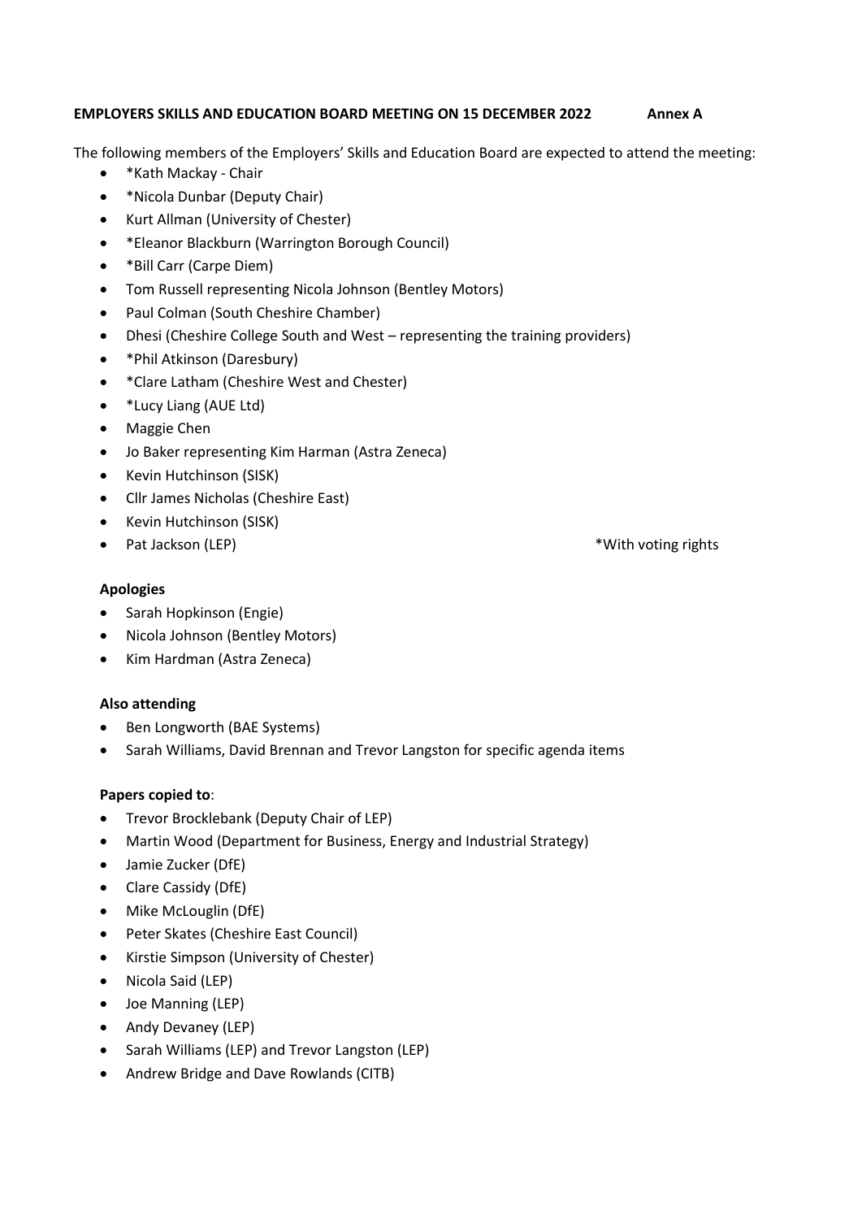**EMPLOYERS SKILLS AND EDUCATION BOARD MEETING ON 15 DECEMBER 2022 Annex A**

The following members of the Employers' Skills and Education Board are expected to attend the meeting:

- *Kath Mackay - Chair
- *Nicola Dunbar (Deputy Chair)
- Kurt Allman (University of Chester)
- *Eleanor Blackburn (Warrington Borough Council)
- *Bill Carr (Carpe Diem)
- Tom Russell representing Nicola Johnson (Bentley Motors)
- Paul Colman (South Cheshire Chamber)
- Dhesi (Cheshire College South and West – representing the training providers)
- *Phil Atkinson (Daresbury)
- *Clare Latham (Cheshire West and Chester)
- *Lucy Liang (AUE Ltd)
- Maggie Chen
- Jo Baker representing Kim Harman (Astra Zeneca)
- Kevin Hutchinson (SISK)
- Cllr James Nicholas (Cheshire East)
- Kevin Hutchinson (SISK)
- Pat Jackson (LEP)

*With voting rights

**Apologies**

- Sarah Hopkinson (Engie)
- Nicola Johnson (Bentley Motors)
- Kim Hardman (Astra Zeneca)

**Also attending**

- Ben Longworth (BAE Systems)
- Sarah Williams, David Brennan and Trevor Langston for specific agenda items

**Papers copied to**:

- Trevor Brocklebank (Deputy Chair of LEP)
- Martin Wood (Department for Business, Energy and Industrial Strategy)
- Jamie Zucker (DfE)
- Clare Cassidy (DfE)
- Mike McLouglin (DfE)
- Peter Skates (Cheshire East Council)
- Kirstie Simpson (University of Chester)
- Nicola Said (LEP)
- Joe Manning (LEP)
- Andy Devaney (LEP)
- Sarah Williams (LEP) and Trevor Langston (LEP)
- Andrew Bridge and Dave Rowlands (CITB)